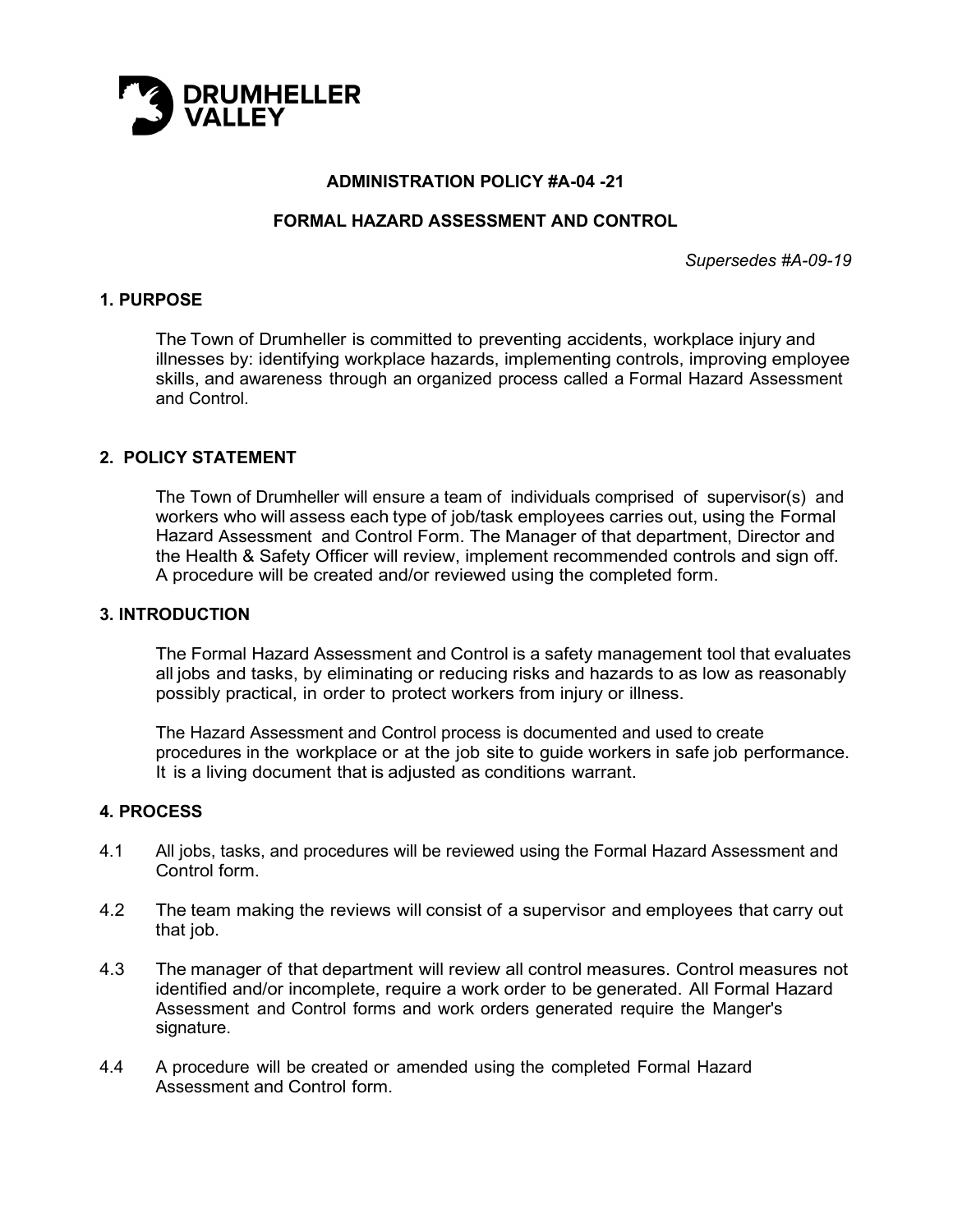DRUMHELLER VALLEY

**ADMINISTRATION POLICY #A-04 -21**

**FORMAL HAZARD ASSESSMENT AND CONTROL**

*Supersedes #A-09-19*

## 1. PURPOSE

The Town of Drumheller is committed to preventing accidents, workplace injury and illnesses by: identifying workplace hazards, implementing controls, improving employee skills, and awareness through an organized process called a Formal Hazard Assessment and Control.

## 2. POLICY STATEMENT

The Town of Drumheller will ensure a team of individuals comprised of supervisor(s) and workers who will assess each type of job/task employees carries out, using the Formal Hazard Assessment and Control Form. The Manager of that department, Director and the Health & Safety Officer will review, implement recommended controls and sign off. A procedure will be created and/or reviewed using the completed form.

## 3. INTRODUCTION

The Formal Hazard Assessment and Control is a safety management tool that evaluates all jobs and tasks, by eliminating or reducing risks and hazards to as low as reasonably possibly practical, in order to protect workers from injury or illness.

The Hazard Assessment and Control process is documented and used to create procedures in the workplace or at the job site to guide workers in safe job performance. It is a living document that is adjusted as conditions warrant.

## 4. PROCESS

4.1 All jobs, tasks, and procedures will be reviewed using the Formal Hazard Assessment and Control form.

4.2 The team making the reviews will consist of a supervisor and employees that carry out that job.

4.3 The manager of that department will review all control measures. Control measures not identified and/or incomplete, require a work order to be generated. All Formal Hazard Assessment and Control forms and work orders generated require the Manger's signature.

4.4 A procedure will be created or amended using the completed Formal Hazard Assessment and Control form.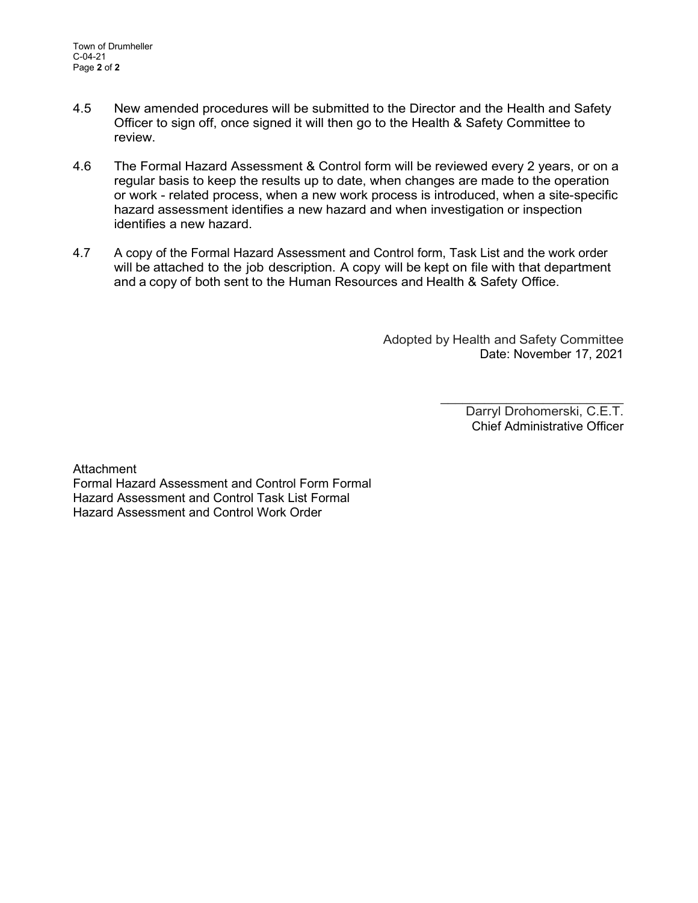4.5 New amended procedures will be submitted to the Director and the Health and Safety Officer to sign off, once signed it will then go to the Health & Safety Committee to review.

4.6 The Formal Hazard Assessment & Control form will be reviewed every 2 years, or on a regular basis to keep the results up to date, when changes are made to the operation or work - related process, when a new work process is introduced, when a site-specific hazard assessment identifies a new hazard and when investigation or inspection identifies a new hazard.

4.7 A copy of the Formal Hazard Assessment and Control form, Task List and the work order will be attached to the job description. A copy will be kept on file with that department and a copy of both sent to the Human Resources and Health & Safety Office.

Adopted by Health and Safety Committee
Date: November 17, 2021

\_\_\_\_\_\_\_\_\_\_\_\_\_\_\_\_\_\_\_\_\_\_\_\_\_\_
Darryl Drohomerski, C.E.T.
Chief Administrative Officer

Attachment
Formal Hazard Assessment and Control Form
Formal Hazard Assessment and Control Task List
Formal Hazard Assessment and Control Work Order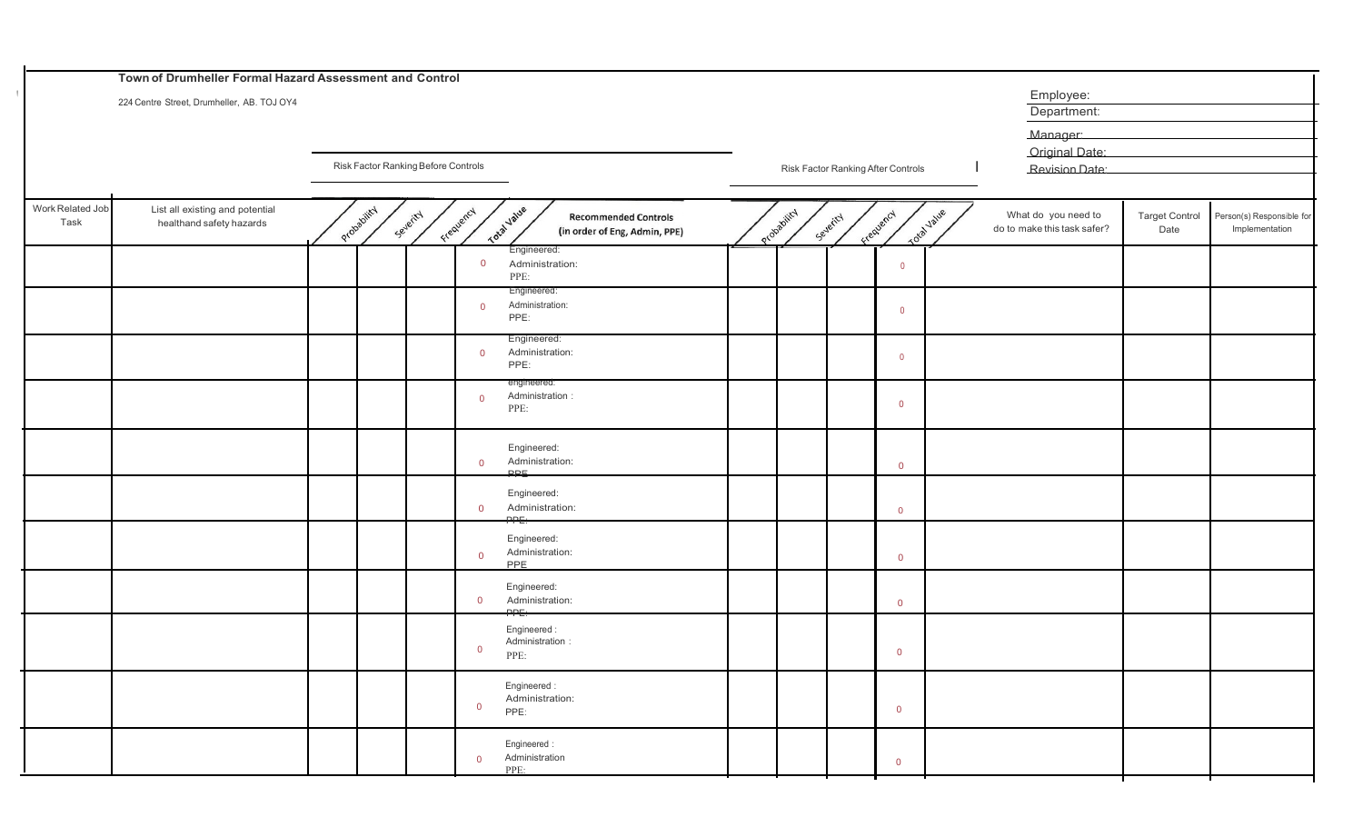**Town of Drumheller Formal Hazard Assessment and Control**

224 Centre Street, Drumheller, AB. TOJ OY4

Employee:
Department:
Manager:
Original Date:
Revision Date:

| Work Related Job Task | List all existing and potential healthand safety hazards | Risk Factor Ranking Before Controls | | | | Recommended Controls (in order of Eng, Admin, PPE) | Risk Factor Ranking After Controls | | | | What do you need to do to make this task safer? | Target Control Date | Person(s) Responsible for Implementation |
|---|---|---|---|---|---|---|---|---|---|---|---|---|---|
| | | Probability | Severity | Frequency | Total Value | | Probability | Severity | Frequency | Total Value | | | |
| | | | | | 0 | Engineered: Administration: PPE: | | | | 0 | | | |
| | | | | | 0 | Engineered: Administration: PPE: | | | | 0 | | | |
| | | | | | 0 | Engineered: Administration: PPE: | | | | 0 | | | |
| | | | | | 0 | engineered: Administration : PPE: | | | | 0 | | | |
| | | | | | 0 | Engineered: Administration: PPE | | | | 0 | | | |
| | | | | | 0 | Engineered: Administration: PPE: | | | | 0 | | | |
| | | | | | 0 | Engineered: Administration: PPE | | | | 0 | | | |
| | | | | | 0 | Engineered: Administration: PPE: | | | | 0 | | | |
| | | | | | 0 | Engineered : Administration : PPE: | | | | 0 | | | |
| | | | | | 0 | Engineered : Administration: PPE: | | | | 0 | | | |
| | | | | | 0 | Engineered : Administration PPE: | | | | 0 | | | |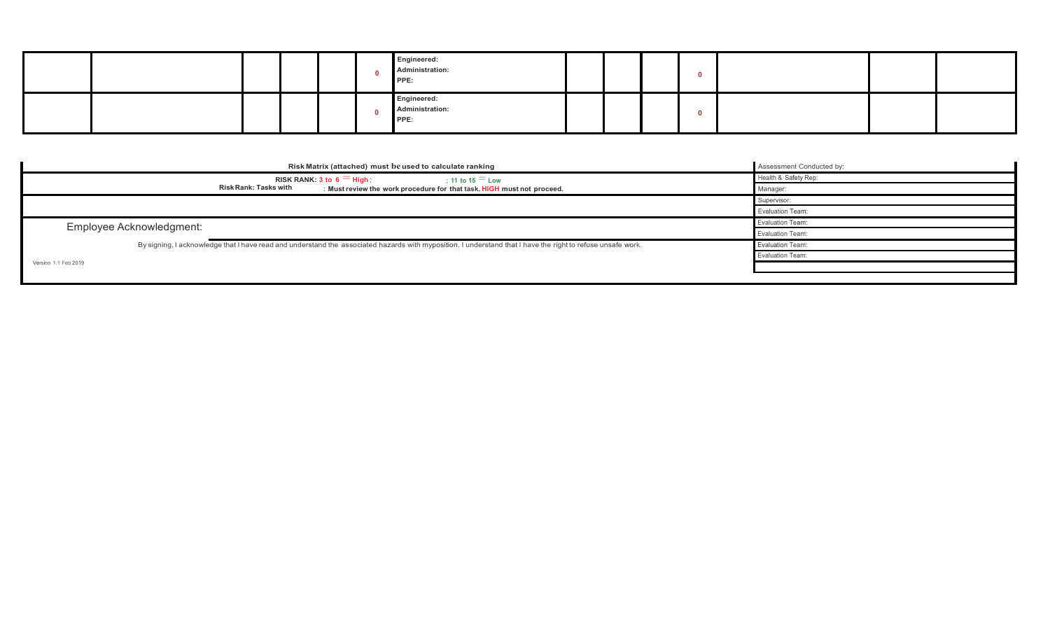|  |  |  |  |  |  |  |  |  |  |  |  |  |  |
|---|---|---|---|---|---|---|---|---|---|---|---|---|---|
|  |  |  |  |  | 0 | **Engineered:**<br>**Administration:**<br>**PPE:** |  |  |  | 0 |  |  |  |
|  |  |  |  |  | 0 | **Engineered:**<br>**Administration:**<br>**PPE:** |  |  |  | 0 |  |  |  |

**Risk Matrix (attached) must be used to calculate ranking**

**RISK RANK: 3 to 6 = High ; ; 11 to 15 = Low**

**Risk Rank: Tasks with : Must review the work procedure for that task. HIGH must not proceed.**

Employee Acknowledgment:

By signing, I acknowledge that I have read and understand the associated hazards with myposition. I understand that I have the right to refuse unsafe work.

Version 1.1 Feb 2019

| Assessment Conducted by: |
|---|
| Health & Safety Rep: |
| Manager: |
| Supervisor: |
| Evaluation Team: |
| Evaluation Team: |
| Evaluation Team: |
| Evaluation Team: |
| Evaluation Team: |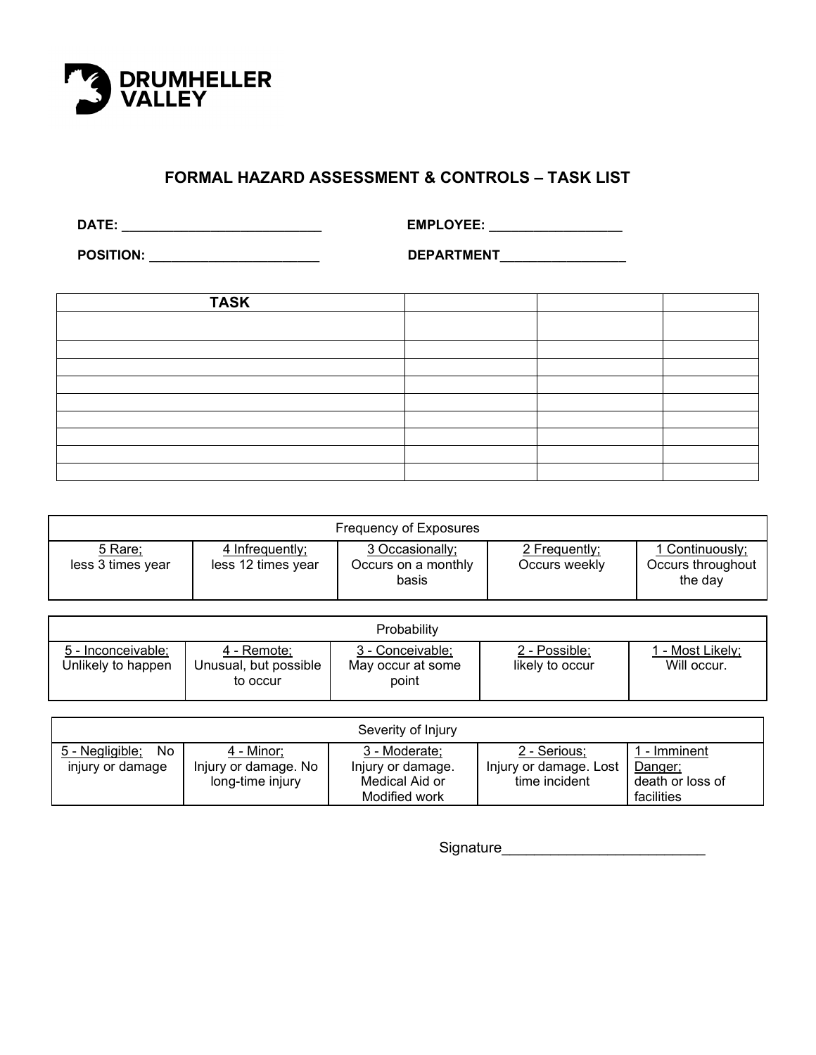DRUMHELLER VALLEY

## FORMAL HAZARD ASSESSMENT & CONTROLS – TASK LIST

**DATE:** ___________________________ **EMPLOYEE:** _________________

**POSITION:** ______________________ **DEPARTMENT**________________

| TASK | | | |
|---|---|---|---|
| | | | |
| | | | |
| | | | |
| | | | |
| | | | |
| | | | |
| | | | |
| | | | |
| | | | |

| Frequency of Exposures | | | | |
|---|---|---|---|---|
| 5 Rare; less 3 times year | 4 Infrequently; less 12 times year | 3 Occasionally; Occurs on a monthly basis | 2 Frequently; Occurs weekly | 1 Continuously; Occurs throughout the day |

| Probability | | | | |
|---|---|---|---|---|
| 5 - Inconceivable; Unlikely to happen | 4 - Remote; Unusual, but possible to occur | 3 - Conceivable; May occur at some point | 2 - Possible; likely to occur | 1 - Most Likely; Will occur. |

| Severity of Injury | | | | |
|---|---|---|---|---|
| 5 - Negligible; No injury or damage | 4 - Minor; Injury or damage. No long-time injury | 3 - Moderate; Injury or damage. Medical Aid or Modified work | 2 - Serious; Injury or damage. Lost time incident | 1 - Imminent Danger; death or loss of facilities |

Signature________________________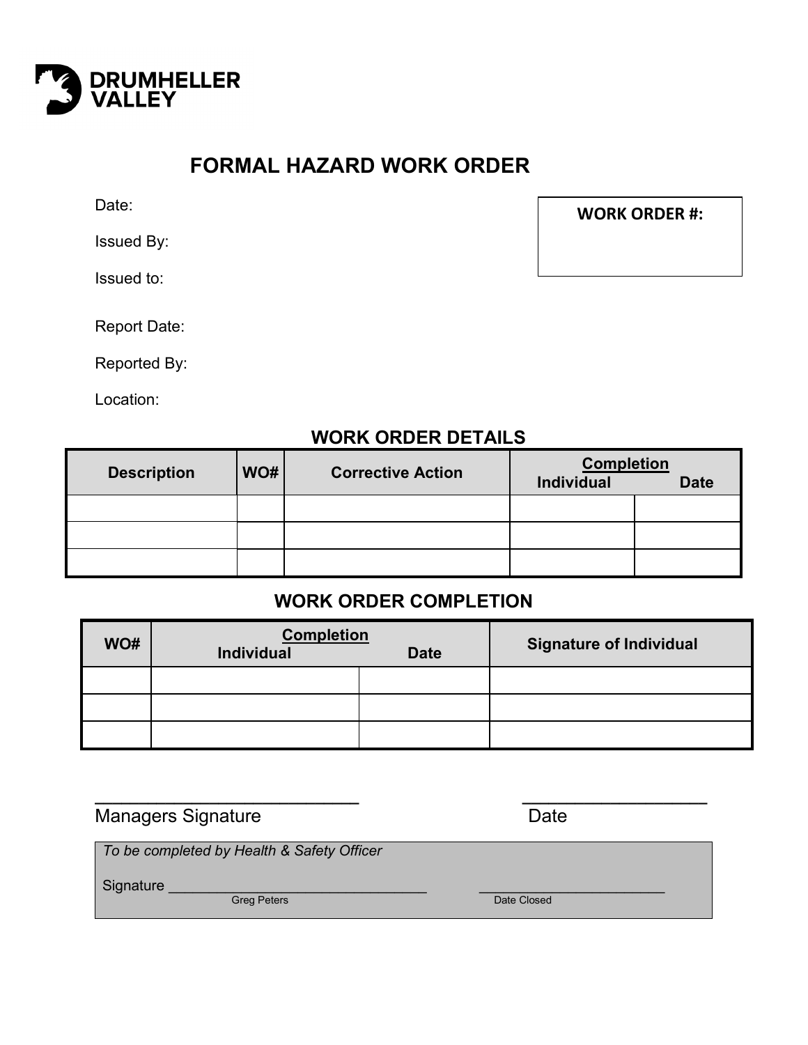DRUMHELLER VALLEY

# FORMAL HAZARD WORK ORDER

Date:

Issued By:

Issued to:

**WORK ORDER #:**

Report Date:

Reported By:

Location:

## WORK ORDER DETAILS

| Description | WO# | Corrective Action | Completion Individual | Date |
|---|---|---|---|---|
| | | | | |
| | | | | |
| | | | | |

## WORK ORDER COMPLETION

| WO# | Completion Individual | Date | Signature of Individual |
|---|---|---|---|
| | | | |
| | | | |
| | | | |

___________________________ Managers Signature

___________________ Date

*To be completed by Health & Safety Officer*

Signature ______________________________ Greg Peters

______________________ Date Closed